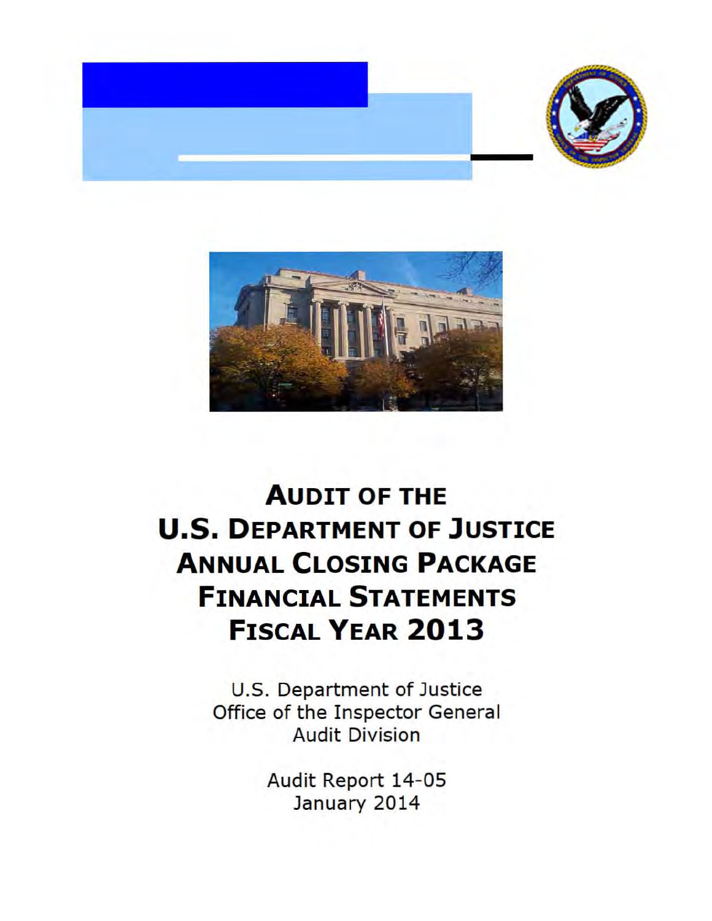# AUDIT OF THE U.S. DEPARTMENT OF JUSTICE ANNUAL CLOSING PACKAGE FINANCIAL STATEMENTS FISCAL YEAR 2013

U.S. Department of Justice
Office of the Inspector General
Audit Division

Audit Report 14-05
January 2014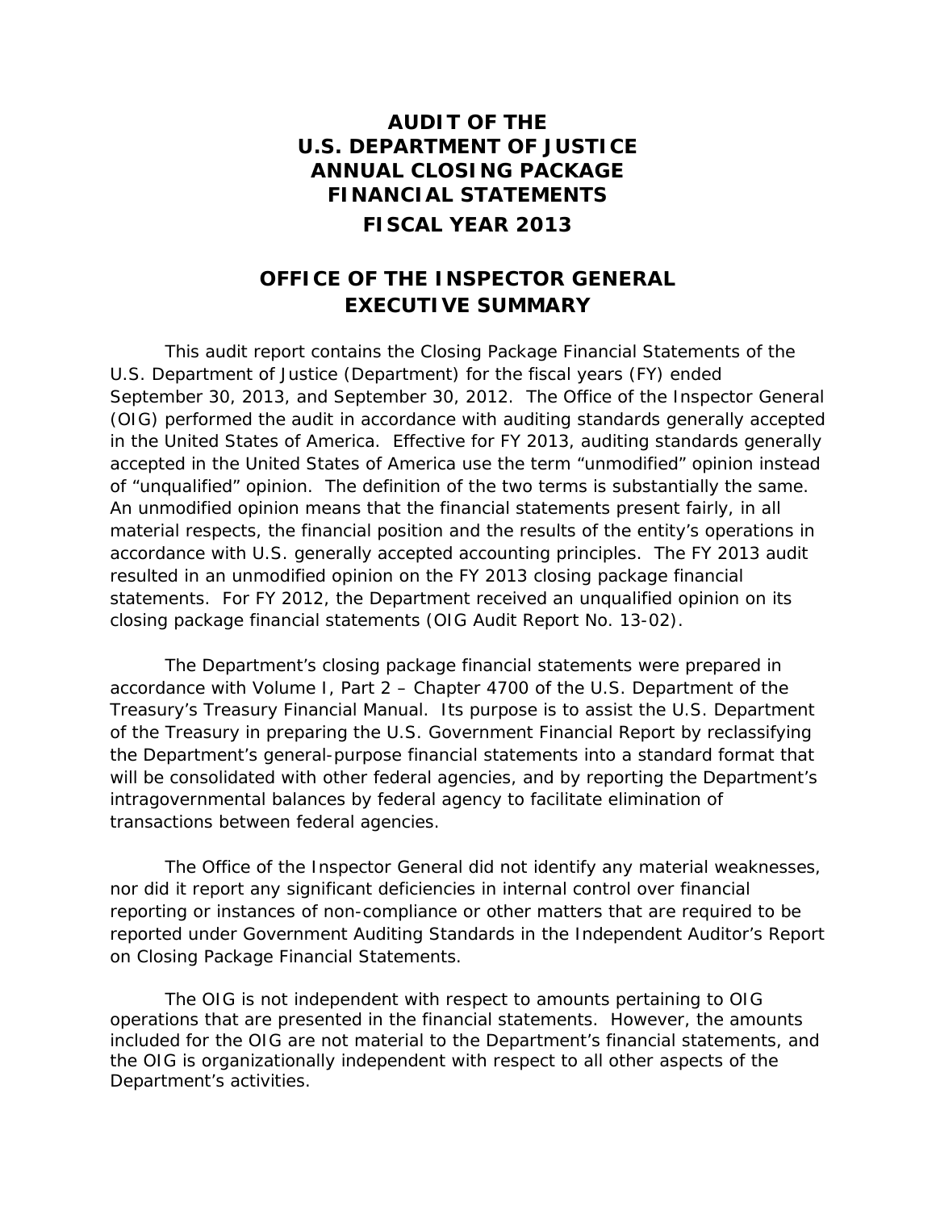# AUDIT OF THE U.S. DEPARTMENT OF JUSTICE ANNUAL CLOSING PACKAGE FINANCIAL STATEMENTS FISCAL YEAR 2013

## OFFICE OF THE INSPECTOR GENERAL EXECUTIVE SUMMARY

This audit report contains the Closing Package Financial Statements of the U.S. Department of Justice (Department) for the fiscal years (FY) ended September 30, 2013, and September 30, 2012. The Office of the Inspector General (OIG) performed the audit in accordance with auditing standards generally accepted in the United States of America. Effective for FY 2013, auditing standards generally accepted in the United States of America use the term "unmodified" opinion instead of "unqualified" opinion. The definition of the two terms is substantially the same. An unmodified opinion means that the financial statements present fairly, in all material respects, the financial position and the results of the entity's operations in accordance with U.S. generally accepted accounting principles. The FY 2013 audit resulted in an unmodified opinion on the FY 2013 closing package financial statements. For FY 2012, the Department received an unqualified opinion on its closing package financial statements (OIG Audit Report No. 13-02).

The Department's closing package financial statements were prepared in accordance with Volume I, Part 2 – Chapter 4700 of the U.S. Department of the Treasury's Treasury Financial Manual. Its purpose is to assist the U.S. Department of the Treasury in preparing the U.S. Government Financial Report by reclassifying the Department's general-purpose financial statements into a standard format that will be consolidated with other federal agencies, and by reporting the Department's intragovernmental balances by federal agency to facilitate elimination of transactions between federal agencies.

The Office of the Inspector General did not identify any material weaknesses, nor did it report any significant deficiencies in internal control over financial reporting or instances of non-compliance or other matters that are required to be reported under Government Auditing Standards in the Independent Auditor's Report on Closing Package Financial Statements.

The OIG is not independent with respect to amounts pertaining to OIG operations that are presented in the financial statements. However, the amounts included for the OIG are not material to the Department's financial statements, and the OIG is organizationally independent with respect to all other aspects of the Department's activities.